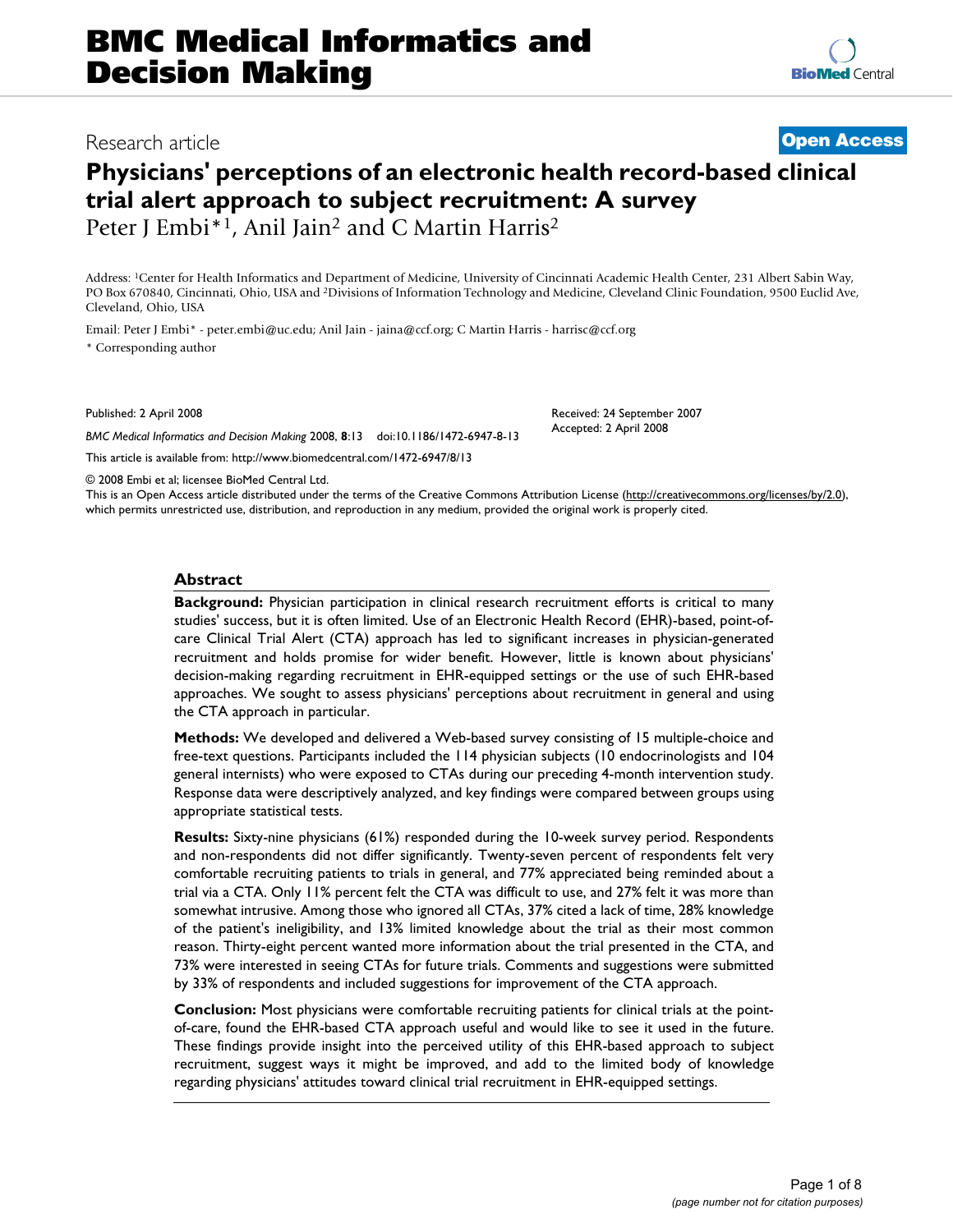# BMC Medical Informatics and Decision Making

Research article

**Open Access**

# Physicians' perceptions of an electronic health record-based clinical trial alert approach to subject recruitment: A survey

Peter J Embi*[1], Anil Jain[2] and C Martin Harris[2]

Address: [1]Center for Health Informatics and Department of Medicine, University of Cincinnati Academic Health Center, 231 Albert Sabin Way, PO Box 670840, Cincinnati, Ohio, USA and [2]Divisions of Information Technology and Medicine, Cleveland Clinic Foundation, 9500 Euclid Ave, Cleveland, Ohio, USA

Email: Peter J Embi* - peter.embi@uc.edu; Anil Jain - jaina@ccf.org; C Martin Harris - harrisc@ccf.org

\* Corresponding author

Published: 2 April 2008

Received: 24 September 2007

Accepted: 2 April 2008

*BMC Medical Informatics and Decision Making* 2008, **8**:13 doi:10.1186/1472-6947-8-13

This article is available from: http://www.biomedcentral.com/1472-6947/8/13

© 2008 Embi et al; licensee BioMed Central Ltd.

This is an Open Access article distributed under the terms of the Creative Commons Attribution License (http://creativecommons.org/licenses/by/2.0), which permits unrestricted use, distribution, and reproduction in any medium, provided the original work is properly cited.

## Abstract

**Background:** Physician participation in clinical research recruitment efforts is critical to many studies' success, but it is often limited. Use of an Electronic Health Record (EHR)-based, point-of-care Clinical Trial Alert (CTA) approach has led to significant increases in physician-generated recruitment and holds promise for wider benefit. However, little is known about physicians' decision-making regarding recruitment in EHR-equipped settings or the use of such EHR-based approaches. We sought to assess physicians' perceptions about recruitment in general and using the CTA approach in particular.

**Methods:** We developed and delivered a Web-based survey consisting of 15 multiple-choice and free-text questions. Participants included the 114 physician subjects (10 endocrinologists and 104 general internists) who were exposed to CTAs during our preceding 4-month intervention study. Response data were descriptively analyzed, and key findings were compared between groups using appropriate statistical tests.

**Results:** Sixty-nine physicians (61%) responded during the 10-week survey period. Respondents and non-respondents did not differ significantly. Twenty-seven percent of respondents felt very comfortable recruiting patients to trials in general, and 77% appreciated being reminded about a trial via a CTA. Only 11% percent felt the CTA was difficult to use, and 27% felt it was more than somewhat intrusive. Among those who ignored all CTAs, 37% cited a lack of time, 28% knowledge of the patient's ineligibility, and 13% limited knowledge about the trial as their most common reason. Thirty-eight percent wanted more information about the trial presented in the CTA, and 73% were interested in seeing CTAs for future trials. Comments and suggestions were submitted by 33% of respondents and included suggestions for improvement of the CTA approach.

**Conclusion:** Most physicians were comfortable recruiting patients for clinical trials at the point-of-care, found the EHR-based CTA approach useful and would like to see it used in the future. These findings provide insight into the perceived utility of this EHR-based approach to subject recruitment, suggest ways it might be improved, and add to the limited body of knowledge regarding physicians' attitudes toward clinical trial recruitment in EHR-equipped settings.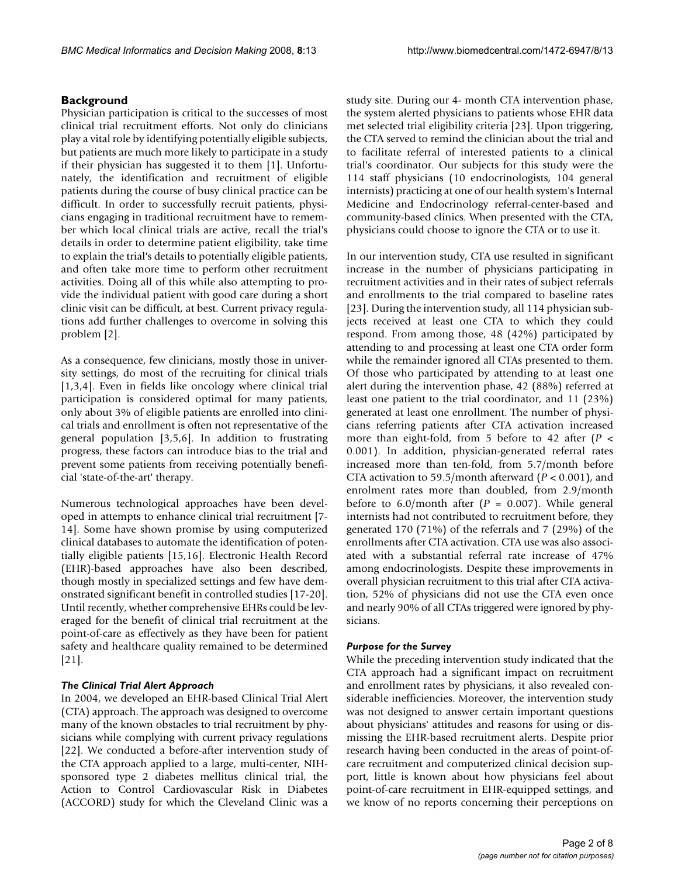## Background

Physician participation is critical to the successes of most clinical trial recruitment efforts. Not only do clinicians play a vital role by identifying potentially eligible subjects, but patients are much more likely to participate in a study if their physician has suggested it to them [1]. Unfortunately, the identification and recruitment of eligible patients during the course of busy clinical practice can be difficult. In order to successfully recruit patients, physicians engaging in traditional recruitment have to remember which local clinical trials are active, recall the trial's details in order to determine patient eligibility, take time to explain the trial's details to potentially eligible patients, and often take more time to perform other recruitment activities. Doing all of this while also attempting to provide the individual patient with good care during a short clinic visit can be difficult, at best. Current privacy regulations add further challenges to overcome in solving this problem [2].

As a consequence, few clinicians, mostly those in university settings, do most of the recruiting for clinical trials [1,3,4]. Even in fields like oncology where clinical trial participation is considered optimal for many patients, only about 3% of eligible patients are enrolled into clinical trials and enrollment is often not representative of the general population [3,5,6]. In addition to frustrating progress, these factors can introduce bias to the trial and prevent some patients from receiving potentially beneficial 'state-of-the-art' therapy.

Numerous technological approaches have been developed in attempts to enhance clinical trial recruitment [7-14]. Some have shown promise by using computerized clinical databases to automate the identification of potentially eligible patients [15,16]. Electronic Health Record (EHR)-based approaches have also been described, though mostly in specialized settings and few have demonstrated significant benefit in controlled studies [17-20]. Until recently, whether comprehensive EHRs could be leveraged for the benefit of clinical trial recruitment at the point-of-care as effectively as they have been for patient safety and healthcare quality remained to be determined [21].

### *The Clinical Trial Alert Approach*

In 2004, we developed an EHR-based Clinical Trial Alert (CTA) approach. The approach was designed to overcome many of the known obstacles to trial recruitment by physicians while complying with current privacy regulations [22]. We conducted a before-after intervention study of the CTA approach applied to a large, multi-center, NIH-sponsored type 2 diabetes mellitus clinical trial, the Action to Control Cardiovascular Risk in Diabetes (ACCORD) study for which the Cleveland Clinic was a study site. During our 4- month CTA intervention phase, the system alerted physicians to patients whose EHR data met selected trial eligibility criteria [23]. Upon triggering, the CTA served to remind the clinician about the trial and to facilitate referral of interested patients to a clinical trial's coordinator. Our subjects for this study were the 114 staff physicians (10 endocrinologists, 104 general internists) practicing at one of our health system's Internal Medicine and Endocrinology referral-center-based and community-based clinics. When presented with the CTA, physicians could choose to ignore the CTA or to use it.

In our intervention study, CTA use resulted in significant increase in the number of physicians participating in recruitment activities and in their rates of subject referrals and enrollments to the trial compared to baseline rates [23]. During the intervention study, all 114 physician subjects received at least one CTA to which they could respond. From among those, 48 (42%) participated by attending to and processing at least one CTA order form while the remainder ignored all CTAs presented to them. Of those who participated by attending to at least one alert during the intervention phase, 42 (88%) referred at least one patient to the trial coordinator, and 11 (23%) generated at least one enrollment. The number of physicians referring patients after CTA activation increased more than eight-fold, from 5 before to 42 after ($P < 0.001$). In addition, physician-generated referral rates increased more than ten-fold, from 5.7/month before CTA activation to 59.5/month afterward ($P < 0.001$), and enrolment rates more than doubled, from 2.9/month before to 6.0/month after ($P = 0.007$). While general internists had not contributed to recruitment before, they generated 170 (71%) of the referrals and 7 (29%) of the enrollments after CTA activation. CTA use was also associated with a substantial referral rate increase of 47% among endocrinologists. Despite these improvements in overall physician recruitment to this trial after CTA activation, 52% of physicians did not use the CTA even once and nearly 90% of all CTAs triggered were ignored by physicians.

### *Purpose for the Survey*

While the preceding intervention study indicated that the CTA approach had a significant impact on recruitment and enrollment rates by physicians, it also revealed considerable inefficiencies. Moreover, the intervention study was not designed to answer certain important questions about physicians' attitudes and reasons for using or dismissing the EHR-based recruitment alerts. Despite prior research having been conducted in the areas of point-of-care recruitment and computerized clinical decision support, little is known about how physicians feel about point-of-care recruitment in EHR-equipped settings, and we know of no reports concerning their perceptions on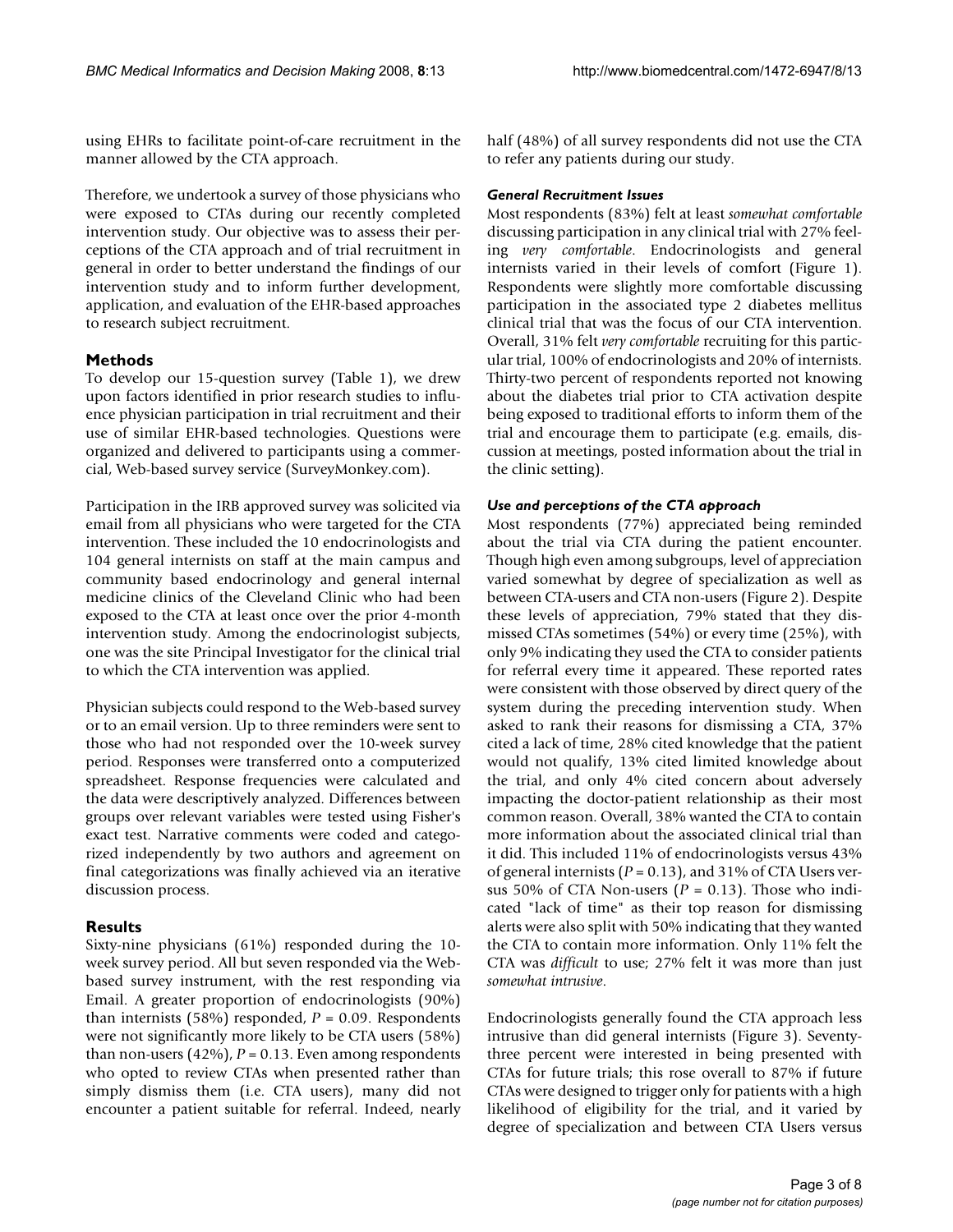using EHRs to facilitate point-of-care recruitment in the manner allowed by the CTA approach.

Therefore, we undertook a survey of those physicians who were exposed to CTAs during our recently completed intervention study. Our objective was to assess their perceptions of the CTA approach and of trial recruitment in general in order to better understand the findings of our intervention study and to inform further development, application, and evaluation of the EHR-based approaches to research subject recruitment.

## Methods

To develop our 15-question survey (Table 1), we drew upon factors identified in prior research studies to influence physician participation in trial recruitment and their use of similar EHR-based technologies. Questions were organized and delivered to participants using a commercial, Web-based survey service (SurveyMonkey.com).

Participation in the IRB approved survey was solicited via email from all physicians who were targeted for the CTA intervention. These included the 10 endocrinologists and 104 general internists on staff at the main campus and community based endocrinology and general internal medicine clinics of the Cleveland Clinic who had been exposed to the CTA at least once over the prior 4-month intervention study. Among the endocrinologist subjects, one was the site Principal Investigator for the clinical trial to which the CTA intervention was applied.

Physician subjects could respond to the Web-based survey or to an email version. Up to three reminders were sent to those who had not responded over the 10-week survey period. Responses were transferred onto a computerized spreadsheet. Response frequencies were calculated and the data were descriptively analyzed. Differences between groups over relevant variables were tested using Fisher's exact test. Narrative comments were coded and categorized independently by two authors and agreement on final categorizations was finally achieved via an iterative discussion process.

## Results

Sixty-nine physicians (61%) responded during the 10-week survey period. All but seven responded via the Web-based survey instrument, with the rest responding via Email. A greater proportion of endocrinologists (90%) than internists (58%) responded, $P = 0.09$. Respondents were not significantly more likely to be CTA users (58%) than non-users (42%), $P = 0.13$. Even among respondents who opted to review CTAs when presented rather than simply dismiss them (i.e. CTA users), many did not encounter a patient suitable for referral. Indeed, nearly half (48%) of all survey respondents did not use the CTA to refer any patients during our study.

### *General Recruitment Issues*

Most respondents (83%) felt at least *somewhat comfortable* discussing participation in any clinical trial with 27% feeling *very comfortable*. Endocrinologists and general internists varied in their levels of comfort (Figure 1). Respondents were slightly more comfortable discussing participation in the associated type 2 diabetes mellitus clinical trial that was the focus of our CTA intervention. Overall, 31% felt *very comfortable* recruiting for this particular trial, 100% of endocrinologists and 20% of internists. Thirty-two percent of respondents reported not knowing about the diabetes trial prior to CTA activation despite being exposed to traditional efforts to inform them of the trial and encourage them to participate (e.g. emails, discussion at meetings, posted information about the trial in the clinic setting).

### *Use and perceptions of the CTA approach*

Most respondents (77%) appreciated being reminded about the trial via CTA during the patient encounter. Though high even among subgroups, level of appreciation varied somewhat by degree of specialization as well as between CTA-users and CTA non-users (Figure 2). Despite these levels of appreciation, 79% stated that they dismissed CTAs sometimes (54%) or every time (25%), with only 9% indicating they used the CTA to consider patients for referral every time it appeared. These reported rates were consistent with those observed by direct query of the system during the preceding intervention study. When asked to rank their reasons for dismissing a CTA, 37% cited a lack of time, 28% cited knowledge that the patient would not qualify, 13% cited limited knowledge about the trial, and only 4% cited concern about adversely impacting the doctor-patient relationship as their most common reason. Overall, 38% wanted the CTA to contain more information about the associated clinical trial than it did. This included 11% of endocrinologists versus 43% of general internists ($P = 0.13$), and 31% of CTA Users versus 50% of CTA Non-users ($P = 0.13$). Those who indicated "lack of time" as their top reason for dismissing alerts were also split with 50% indicating that they wanted the CTA to contain more information. Only 11% felt the CTA was *difficult* to use; 27% felt it was more than just *somewhat intrusive*.

Endocrinologists generally found the CTA approach less intrusive than did general internists (Figure 3). Seventy-three percent were interested in being presented with CTAs for future trials; this rose overall to 87% if future CTAs were designed to trigger only for patients with a high likelihood of eligibility for the trial, and it varied by degree of specialization and between CTA Users versus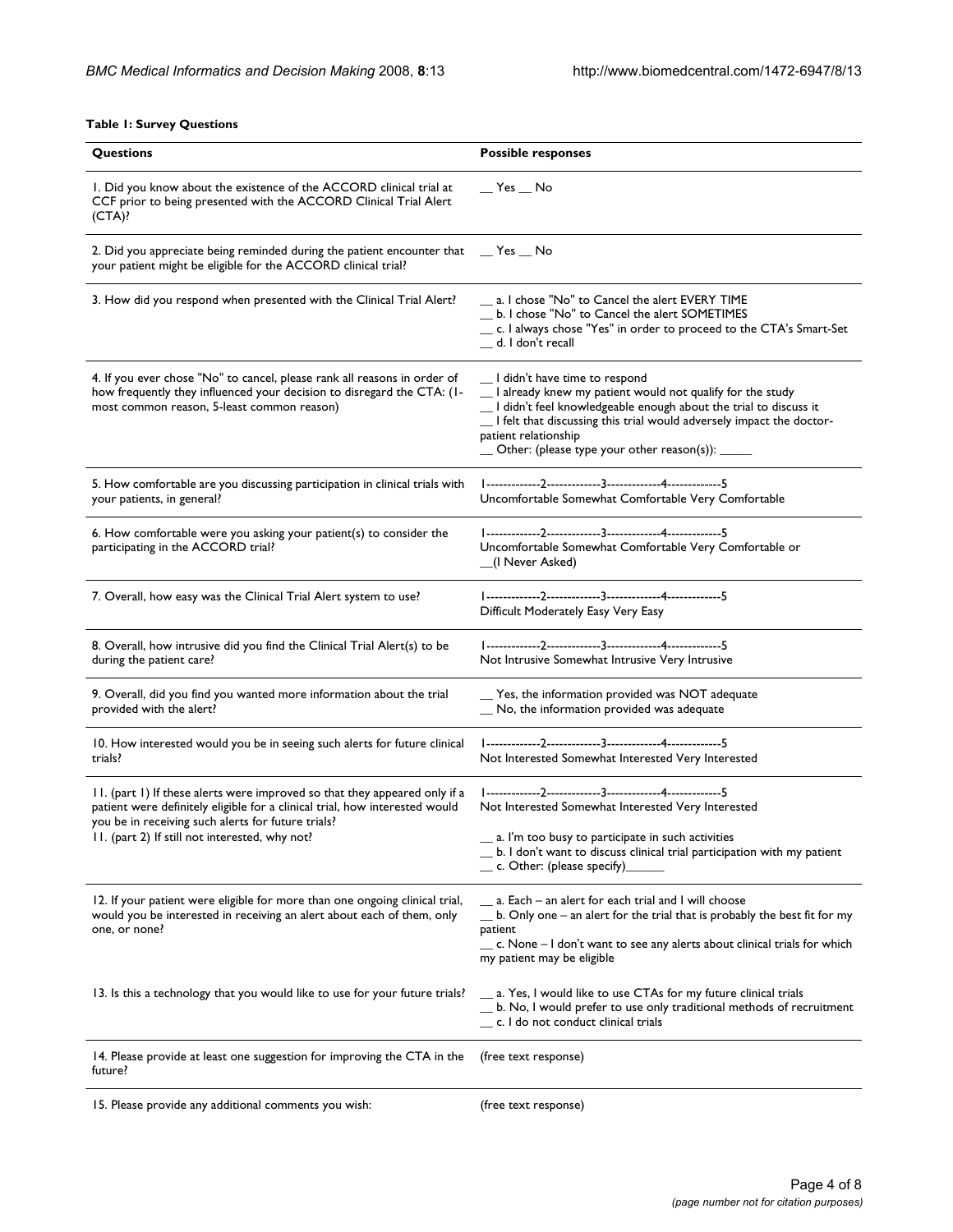**Table 1: Survey Questions**

| Questions | Possible responses |
|---|---|
| 1. Did you know about the existence of the ACCORD clinical trial at CCF prior to being presented with the ACCORD Clinical Trial Alert (CTA)? | __ Yes __ No |
| 2. Did you appreciate being reminded during the patient encounter that your patient might be eligible for the ACCORD clinical trial? | __ Yes __ No |
| 3. How did you respond when presented with the Clinical Trial Alert? | __ a. I chose "No" to Cancel the alert EVERY TIME<br>__ b. I chose "No" to Cancel the alert SOMETIMES<br>__ c. I always chose "Yes" in order to proceed to the CTA's Smart-Set<br>__ d. I don't recall |
| 4. If you ever chose "No" to cancel, please rank all reasons in order of how frequently they influenced your decision to disregard the CTA: (1-most common reason, 5-least common reason) | __ I didn't have time to respond<br>__ I already knew my patient would not qualify for the study<br>__ I didn't feel knowledgeable enough about the trial to discuss it<br>__ I felt that discussing this trial would adversely impact the doctor-patient relationship<br>__ Other: (please type your other reason(s)): _____ |
| 5. How comfortable are you discussing participation in clinical trials with your patients, in general? | 1-------------2-------------3-------------4-------------5<br>Uncomfortable Somewhat Comfortable Very Comfortable |
| 6. How comfortable were you asking your patient(s) to consider the participating in the ACCORD trial? | 1-------------2-------------3-------------4-------------5<br>Uncomfortable Somewhat Comfortable Very Comfortable or<br>__(I Never Asked) |
| 7. Overall, how easy was the Clinical Trial Alert system to use? | 1-------------2-------------3-------------4-------------5<br>Difficult Moderately Easy Very Easy |
| 8. Overall, how intrusive did you find the Clinical Trial Alert(s) to be during the patient care? | 1-------------2-------------3-------------4-------------5<br>Not Intrusive Somewhat Intrusive Very Intrusive |
| 9. Overall, did you find you wanted more information about the trial provided with the alert? | __ Yes, the information provided was NOT adequate<br>__ No, the information provided was adequate |
| 10. How interested would you be in seeing such alerts for future clinical trials? | 1-------------2-------------3-------------4-------------5<br>Not Interested Somewhat Interested Very Interested |
| 11. (part 1) If these alerts were improved so that they appeared only if a patient were definitely eligible for a clinical trial, how interested would you be in receiving such alerts for future trials?<br>11. (part 2) If still not interested, why not? | 1-------------2-------------3-------------4-------------5<br>Not Interested Somewhat Interested Very Interested<br><br>__ a. I'm too busy to participate in such activities<br>__ b. I don't want to discuss clinical trial participation with my patient<br>__ c. Other: (please specify)______ |
| 12. If your patient were eligible for more than one ongoing clinical trial, would you be interested in receiving an alert about each of them, only one, or none? | __ a. Each – an alert for each trial and I will choose<br>__ b. Only one – an alert for the trial that is probably the best fit for my patient<br>__ c. None – I don't want to see any alerts about clinical trials for which my patient may be eligible |
| 13. Is this a technology that you would like to use for your future trials? | __ a. Yes, I would like to use CTAs for my future clinical trials<br>__ b. No, I would prefer to use only traditional methods of recruitment<br>__ c. I do not conduct clinical trials |
| 14. Please provide at least one suggestion for improving the CTA in the future? | (free text response) |
| 15. Please provide any additional comments you wish: | (free text response) |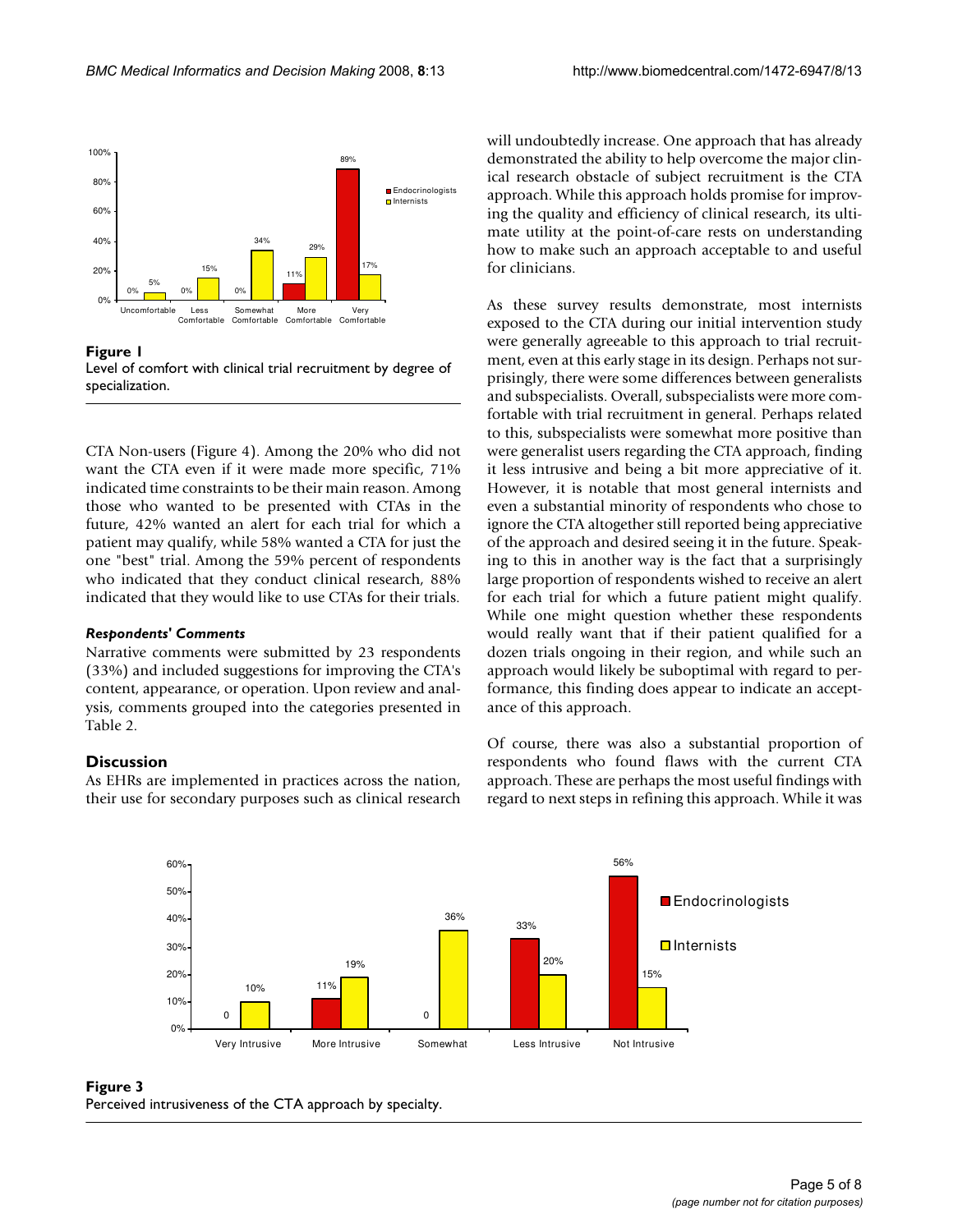100%
80%
60%
40%
20%
0%

0% 5% 0% 15% 0% 34% 11% 29% 89% 17%

Uncomfortable
Less Comfortable
Somewhat Comfortable
More Comfortable
Very Comfortable

Endocrinologists
Internists

**Figure 1**
Level of comfort with clinical trial recruitment by degree of specialization.

CTA Non-users (Figure 4). Among the 20% who did not want the CTA even if it were made more specific, 71% indicated time constraints to be their main reason. Among those who wanted to be presented with CTAs in the future, 42% wanted an alert for each trial for which a patient may qualify, while 58% wanted a CTA for just the one "best" trial. Among the 59% percent of respondents who indicated that they conduct clinical research, 88% indicated that they would like to use CTAs for their trials.

### *Respondents' Comments*

Narrative comments were submitted by 23 respondents (33%) and included suggestions for improving the CTA's content, appearance, or operation. Upon review and analysis, comments grouped into the categories presented in Table 2.

## Discussion

As EHRs are implemented in practices across the nation, their use for secondary purposes such as clinical research will undoubtedly increase. One approach that has already demonstrated the ability to help overcome the major clinical research obstacle of subject recruitment is the CTA approach. While this approach holds promise for improving the quality and efficiency of clinical research, its ultimate utility at the point-of-care rests on understanding how to make such an approach acceptable to and useful for clinicians.

As these survey results demonstrate, most internists exposed to the CTA during our initial intervention study were generally agreeable to this approach to trial recruitment, even at this early stage in its design. Perhaps not surprisingly, there were some differences between generalists and subspecialists. Overall, subspecialists were more comfortable with trial recruitment in general. Perhaps related to this, subspecialists were somewhat more positive than were generalist users regarding the CTA approach, finding it less intrusive and being a bit more appreciative of it. However, it is notable that most general internists and even a substantial minority of respondents who chose to ignore the CTA altogether still reported being appreciative of the approach and desired seeing it in the future. Speaking to this in another way is the fact that a surprisingly large proportion of respondents wished to receive an alert for each trial for which a future patient might qualify. While one might question whether these respondents would really want that if their patient qualified for a dozen trials ongoing in their region, and while such an approach would likely be suboptimal with regard to performance, this finding does appear to indicate an acceptance of this approach.

Of course, there was also a substantial proportion of respondents who found flaws with the current CTA approach. These are perhaps the most useful findings with regard to next steps in refining this approach. While it was

60%
50%
40%
30%
20%
10%
0%

0 10% 11% 19% 0 36% 33% 20% 56% 15%

Very Intrusive
More Intrusive
Somewhat
Less Intrusive
Not Intrusive

Endocrinologists
Internists

**Figure 3**
Perceived intrusiveness of the CTA approach by specialty.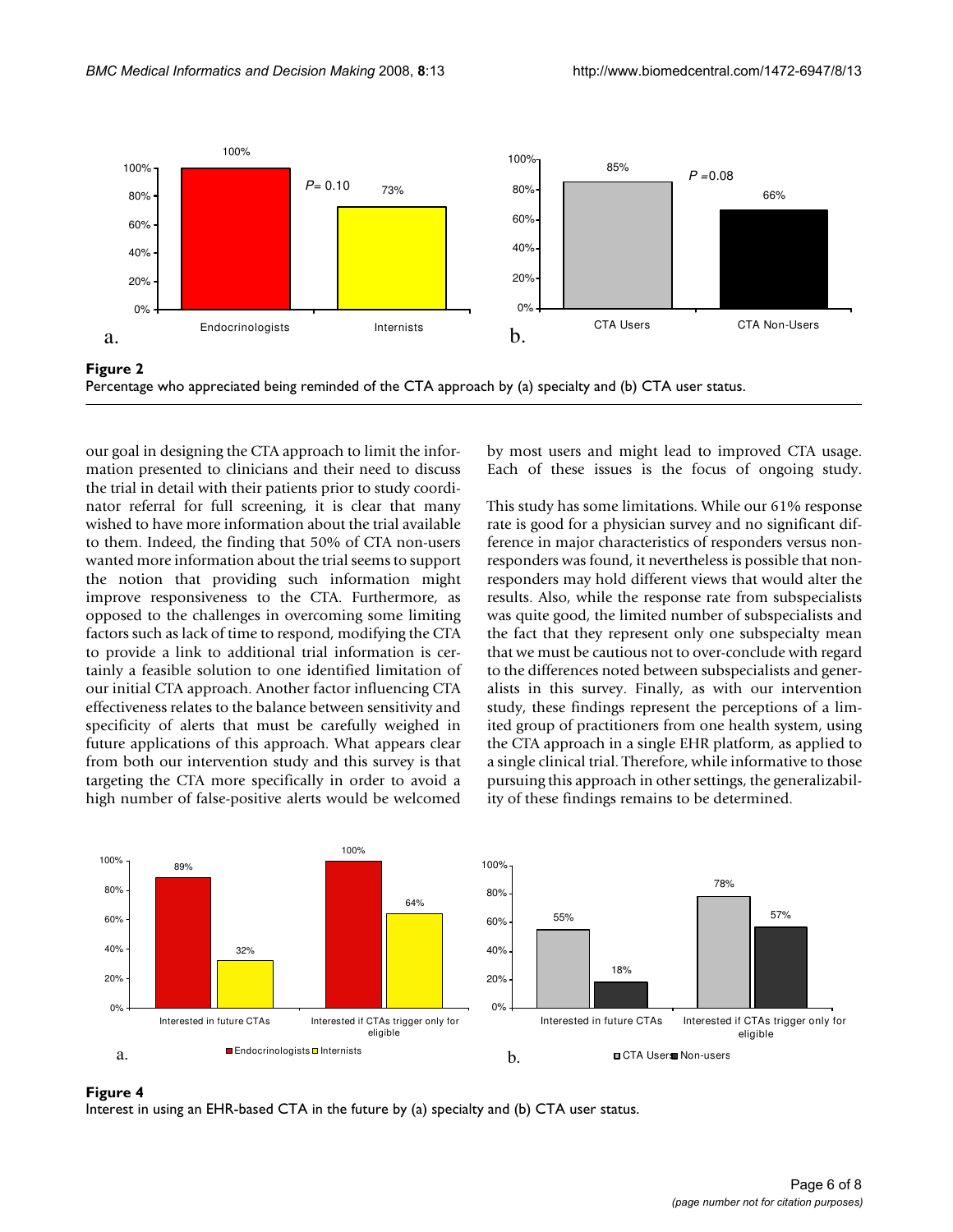100%

$P$= 0.10

73%

100%
80%
60%
40%
20%
0%

Endocrinologists

Internists

a.

100%
80%
60%
40%
20%
0%

85%

$P$ =0.08

66%

CTA Users

CTA Non-Users

b.

**Figure 2**
Percentage who appreciated being reminded of the CTA approach by (a) specialty and (b) CTA user status.

our goal in designing the CTA approach to limit the information presented to clinicians and their need to discuss the trial in detail with their patients prior to study coordinator referral for full screening, it is clear that many wished to have more information about the trial available to them. Indeed, the finding that 50% of CTA non-users wanted more information about the trial seems to support the notion that providing such information might improve responsiveness to the CTA. Furthermore, as opposed to the challenges in overcoming some limiting factors such as lack of time to respond, modifying the CTA to provide a link to additional trial information is certainly a feasible solution to one identified limitation of our initial CTA approach. Another factor influencing CTA effectiveness relates to the balance between sensitivity and specificity of alerts that must be carefully weighed in future applications of this approach. What appears clear from both our intervention study and this survey is that targeting the CTA more specifically in order to avoid a high number of false-positive alerts would be welcomed by most users and might lead to improved CTA usage. Each of these issues is the focus of ongoing study.

This study has some limitations. While our 61% response rate is good for a physician survey and no significant difference in major characteristics of responders versus nonresponders was found, it nevertheless is possible that nonresponders may hold different views that would alter the results. Also, while the response rate from subspecialists was quite good, the limited number of subspecialists and the fact that they represent only one subspecialty mean that we must be cautious not to over-conclude with regard to the differences noted between subspecialists and generalists in this survey. Finally, as with our intervention study, these findings represent the perceptions of a limited group of practitioners from one health system, using the CTA approach in a single EHR platform, as applied to a single clinical trial. Therefore, while informative to those pursuing this approach in other settings, the generalizability of these findings remains to be determined.

100%
80%
60%
40%
20%
0%

89%

32%

100%

64%

Interested in future CTAs

Interested if CTAs trigger only for eligible

a.

Endocrinologists Internists

100%
80%
60%
40%
20%
0%

55%

18%

78%

57%

Interested in future CTAs

Interested if CTAs trigger only for eligible

b.

CTA Users Non-users

**Figure 4**
Interest in using an EHR-based CTA in the future by (a) specialty and (b) CTA user status.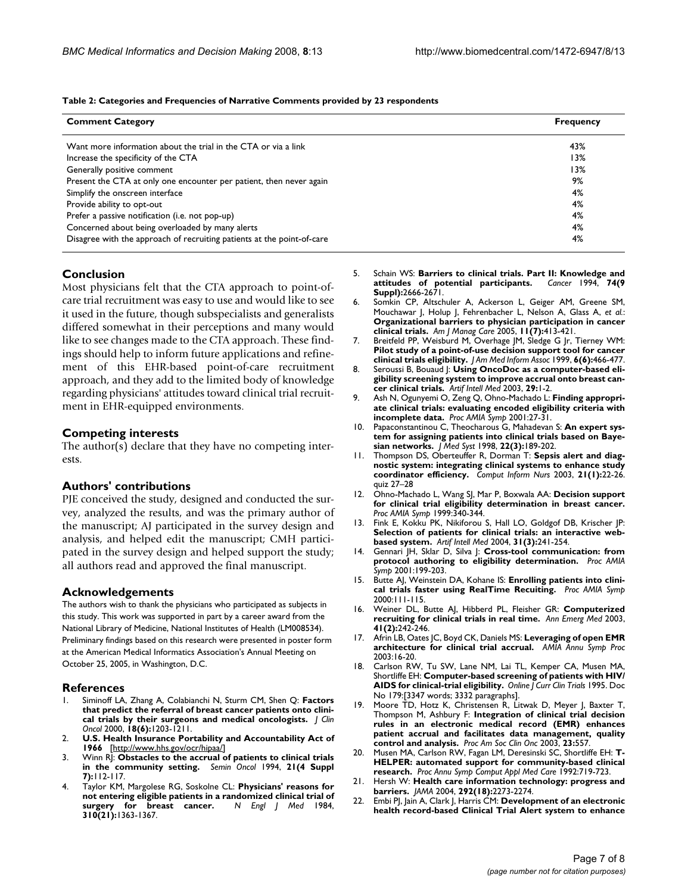**Table 2: Categories and Frequencies of Narrative Comments provided by 23 respondents**

| Comment Category | Frequency |
|---|---|
| Want more information about the trial in the CTA or via a link | 43% |
| Increase the specificity of the CTA | 13% |
| Generally positive comment | 13% |
| Present the CTA at only one encounter per patient, then never again | 9% |
| Simplify the onscreen interface | 4% |
| Provide ability to opt-out | 4% |
| Prefer a passive notification (i.e. not pop-up) | 4% |
| Concerned about being overloaded by many alerts | 4% |
| Disagree with the approach of recruiting patients at the point-of-care | 4% |

## Conclusion

Most physicians felt that the CTA approach to point-of-care trial recruitment was easy to use and would like to see it used in the future, though subspecialists and generalists differed somewhat in their perceptions and many would like to see changes made to the CTA approach. These findings should help to inform future applications and refinement of this EHR-based point-of-care recruitment approach, and they add to the limited body of knowledge regarding physicians' attitudes toward clinical trial recruitment in EHR-equipped environments.

## Competing interests

The author(s) declare that they have no competing interests.

## Authors' contributions

PJE conceived the study, designed and conducted the survey, analyzed the results, and was the primary author of the manuscript; AJ participated in the survey design and analysis, and helped edit the manuscript; CMH participated in the survey design and helped support the study; all authors read and approved the final manuscript.

## Acknowledgements

The authors wish to thank the physicians who participated as subjects in this study. This work was supported in part by a career award from the National Library of Medicine, National Institutes of Health (LM008534). Preliminary findings based on this research were presented in poster form at the American Medical Informatics Association's Annual Meeting on October 25, 2005, in Washington, D.C.

## References

1. Siminoff LA, Zhang A, Colabianchi N, Sturm CM, Shen Q: **Factors that predict the referral of breast cancer patients onto clinical trials by their surgeons and medical oncologists.** *J Clin Oncol* 2000, **18(6):**1203-1211.
2. **U.S. Health Insurance Portability and Accountability Act of 1966** [http://www.hhs.gov/ocr/hipaa/]
3. Winn RJ: **Obstacles to the accrual of patients to clinical trials in the community setting.** *Semin Oncol* 1994, **21(4 Suppl 7):**112-117.
4. Taylor KM, Margolese RG, Soskolne CL: **Physicians' reasons for not entering eligible patients in a randomized clinical trial of surgery for breast cancer.** *N Engl J Med* 1984, **310(21):**1363-1367.
5. Schain WS: **Barriers to clinical trials. Part II: Knowledge and attitudes of potential participants.** *Cancer* 1994, **74(9 Suppl):**2666-2671.
6. Somkin CP, Altschuler A, Ackerson L, Geiger AM, Greene SM, Mouchawar J, Holup J, Fehrenbacher L, Nelson A, Glass A, *et al.*: **Organizational barriers to physician participation in cancer clinical trials.** *Am J Manag Care* 2005, **11(7):**413-421.
7. Breitfeld PP, Weisburd M, Overhage JM, Sledge G Jr, Tierney WM: **Pilot study of a point-of-use decision support tool for cancer clinical trials eligibility.** *J Am Med Inform Assoc* 1999, **6(6):**466-477.
8. Seroussi B, Bouaud J: **Using OncoDoc as a computer-based eligibility screening system to improve accrual onto breast cancer clinical trials.** *Artif Intell Med* 2003, **29:**1-2.
9. Ash N, Ogunyemi O, Zeng Q, Ohno-Machado L: **Finding appropriate clinical trials: evaluating encoded eligibility criteria with incomplete data.** *Proc AMIA Symp* 2001:27-31.
10. Papaconstantinou C, Theocharous G, Mahadevan S: **An expert system for assigning patients into clinical trials based on Bayesian networks.** *J Med Syst* 1998, **22(3):**189-202.
11. Thompson DS, Oberteuffer R, Dorman T: **Sepsis alert and diagnostic system: integrating clinical systems to enhance study coordinator efficiency.** *Comput Inform Nurs* 2003, **21(1):**22-26. quiz 27–28
12. Ohno-Machado L, Wang SJ, Mar P, Boxwala AA: **Decision support for clinical trial eligibility determination in breast cancer.** *Proc AMIA Symp* 1999:340-344.
13. Fink E, Kokku PK, Nikiforou S, Hall LO, Goldgof DB, Krischer JP: **Selection of patients for clinical trials: an interactive web-based system.** *Artif Intell Med* 2004, **31(3):**241-254.
14. Gennari JH, Sklar D, Silva J: **Cross-tool communication: from protocol authoring to eligibility determination.** *Proc AMIA Symp* 2001:199-203.
15. Butte AJ, Weinstein DA, Kohane IS: **Enrolling patients into clinical trials faster using RealTime Recuiting.** *Proc AMIA Symp* 2000:111-115.
16. Weiner DL, Butte AJ, Hibberd PL, Fleisher GR: **Computerized recruiting for clinical trials in real time.** *Ann Emerg Med* 2003, **41(2):**242-246.
17. Afrin LB, Oates JC, Boyd CK, Daniels MS: **Leveraging of open EMR architecture for clinical trial accrual.** *AMIA Annu Symp Proc* 2003:16-20.
18. Carlson RW, Tu SW, Lane NM, Lai TL, Kemper CA, Musen MA, Shortliffe EH: **Computer-based screening of patients with HIV/AIDS for clinical-trial eligibility.** *Online J Curr Clin Trials* 1995. Doc No 179:[3347 words; 3332 paragraphs].
19. Moore TD, Hotz K, Christensen R, Litwak D, Meyer J, Baxter T, Thompson M, Ashbury F: **Integration of clinical trial decision rules in an electronic medical record (EMR) enhances patient accrual and facilitates data management, quality control and analysis.** *Proc Am Soc Clin Onc* 2003, **23:**557.
20. Musen MA, Carlson RW, Fagan LM, Deresinski SC, Shortliffe EH: **T-HELPER: automated support for community-based clinical research.** *Proc Annu Symp Comput Appl Med Care* 1992:719-723.
21. Hersh W: **Health care information technology: progress and barriers.** *JAMA* 2004, **292(18):**2273-2274.
22. Embi PJ, Jain A, Clark J, Harris CM: **Development of an electronic health record-based Clinical Trial Alert system to enhance**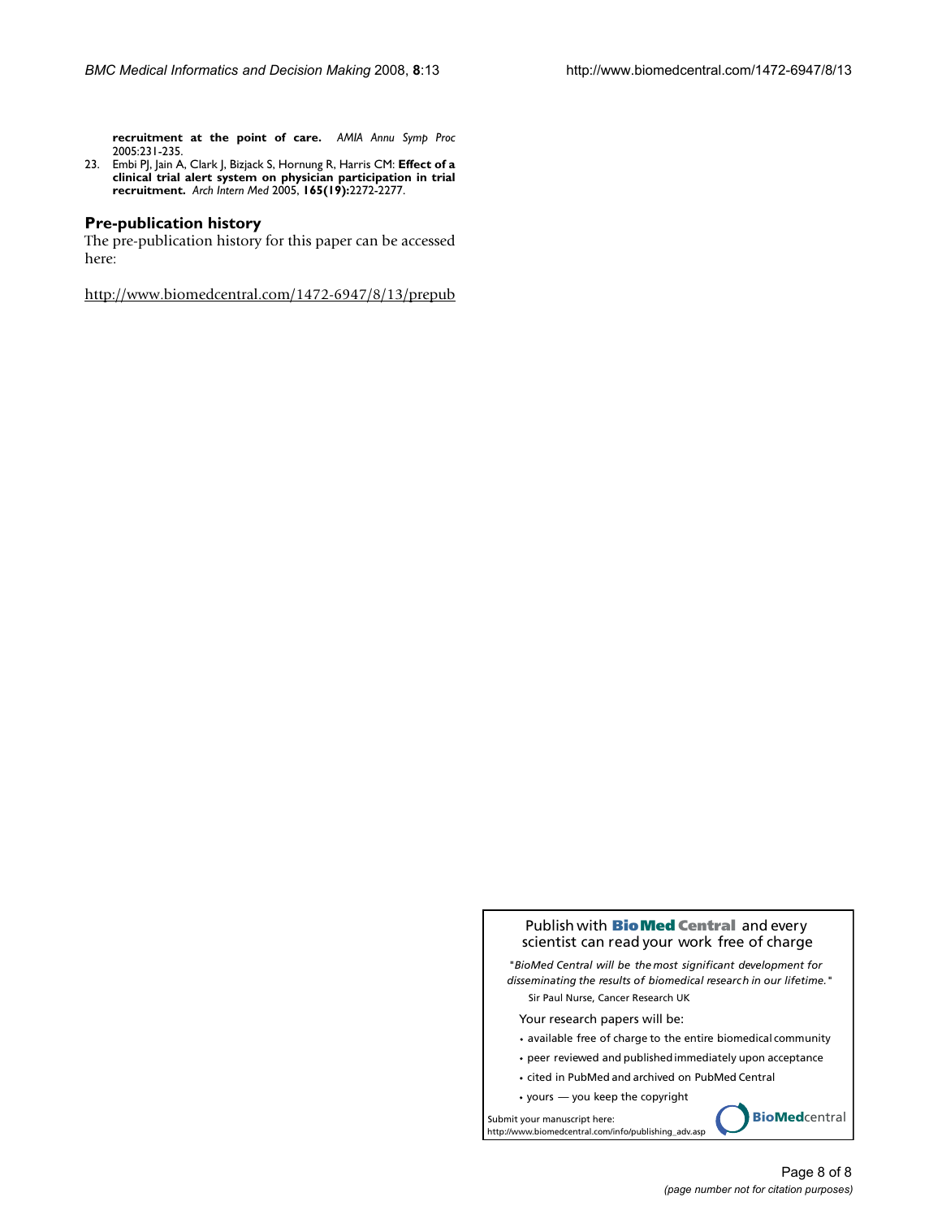**recruitment at the point of care.** *AMIA Annu Symp Proc* 2005:231-235.

23. Embi PJ, Jain A, Clark J, Bizjack S, Hornung R, Harris CM: **Effect of a clinical trial alert system on physician participation in trial recruitment.** *Arch Intern Med* 2005, **165(19):**2272-2277.

## Pre-publication history

The pre-publication history for this paper can be accessed here:

http://www.biomedcentral.com/1472-6947/8/13/prepub

Publish with **BioMed Central** and every scientist can read your work free of charge

*"BioMed Central will be the most significant development for disseminating the results of biomedical research in our lifetime."*

Sir Paul Nurse, Cancer Research UK

Your research papers will be:

- available free of charge to the entire biomedical community
- peer reviewed and published immediately upon acceptance
- cited in PubMed and archived on PubMed Central
- yours — you keep the copyright

Submit your manuscript here:
http://www.biomedcentral.com/info/publishing_adv.asp

**BioMed**central